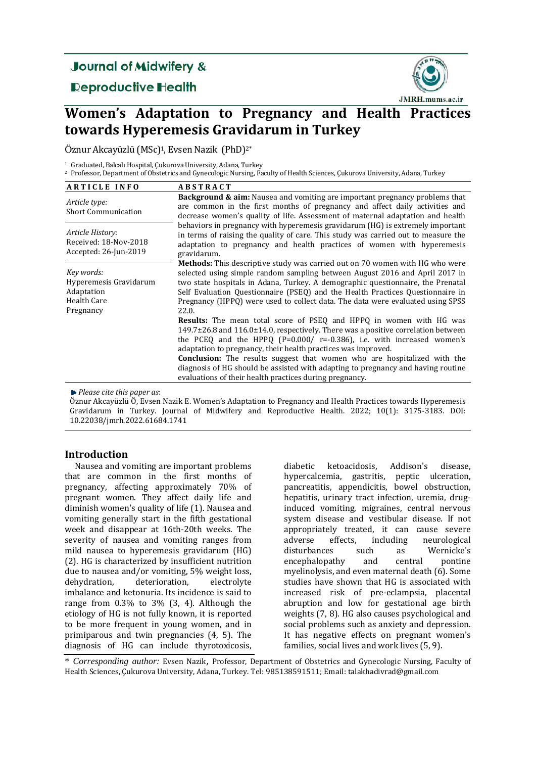# Women's Adaptation to Pregnancy and Health Practices towards Hyperemesis Gravidarum in Turkey

Öznur Akcayüzlü (MSc)[1], Evsen Nazik (PhD)[2*]

[1] Graduated, Balcalı Hospital, Çukurova University, Adana, Turkey
[2] Professor, Department of Obstetrics and Gynecologic Nursing, Faculty of Health Sciences, Çukurova University, Adana, Turkey

| ARTICLE INFO | ABSTRACT |
|---|---|
| *Article type:* Short Communication<br><br>*Article History:* Received: 18-Nov-2018 Accepted: 26-Jun-2019<br><br>*Key words:* Hyperemesis Gravidarum Adaptation Health Care Pregnancy | **Background & aim:** Nausea and vomiting are important pregnancy problems that are common in the first months of pregnancy and affect daily activities and decrease women's quality of life. Assessment of maternal adaptation and health behaviors in pregnancy with hyperemesis gravidarum (HG) is extremely important in terms of raising the quality of care. This study was carried out to measure the adaptation to pregnancy and health practices of women with hyperemesis gravidarum.<br><br>**Methods:** This descriptive study was carried out on 70 women with HG who were selected using simple random sampling between August 2016 and April 2017 in two state hospitals in Adana, Turkey. A demographic questionnaire, the Prenatal Self Evaluation Questionnaire (PSEQ) and the Health Practices Questionnaire in Pregnancy (HPPQ) were used to collect data. The data were evaluated using SPSS 22.0.<br><br>**Results:** The mean total score of PSEQ and HPPQ in women with HG was 149.7±26.8 and 116.0±14.0, respectively. There was a positive correlation between the PCEQ and the HPPQ (P=0.000/ r=-0.386), i.e. with increased women's adaptation to pregnancy, their health practices was improved.<br><br>**Conclusion:** The results suggest that women who are hospitalized with the diagnosis of HG should be assisted with adapting to pregnancy and having routine evaluations of their health practices during pregnancy. |

*Please cite this paper as*:
Öznur Akcayüzlü Ö, Evsen Nazik E. Women's Adaptation to Pregnancy and Health Practices towards Hyperemesis Gravidarum in Turkey. Journal of Midwifery and Reproductive Health. 2022; 10(1): 3175-3183. DOI: 10.22038/jmrh.2022.61684.1741

## Introduction

Nausea and vomiting are important problems that are common in the first months of pregnancy, affecting approximately 70% of pregnant women. They affect daily life and diminish women's quality of life (1). Nausea and vomiting generally start in the fifth gestational week and disappear at 16th-20th weeks. The severity of nausea and vomiting ranges from mild nausea to hyperemesis gravidarum (HG) (2). HG is characterized by insufficient nutrition due to nausea and/or vomiting, 5% weight loss, dehydration, deterioration, electrolyte imbalance and ketonuria. Its incidence is said to range from 0.3% to 3% (3, 4). Although the etiology of HG is not fully known, it is reported to be more frequent in young women, and in primiparous and twin pregnancies (4, 5). The diagnosis of HG can include thyrotoxicosis, diabetic ketoacidosis, Addison's disease, hypercalcemia, gastritis, peptic ulceration, pancreatitis, appendicitis, bowel obstruction, hepatitis, urinary tract infection, uremia, drug-induced vomiting, migraines, central nervous system disease and vestibular disease. If not appropriately treated, it can cause severe adverse effects, including neurological disturbances such as Wernicke's encephalopathy and central pontine myelinolysis, and even maternal death (6). Some studies have shown that HG is associated with increased risk of pre-eclampsia, placental abruption and low for gestational age birth weights (7, 8). HG also causes psychological and social problems such as anxiety and depression. It has negative effects on pregnant women's families, social lives and work lives (5, 9).

\* *Corresponding author:* Evsen Nazik, Professor, Department of Obstetrics and Gynecologic Nursing, Faculty of Health Sciences, Çukurova University, Adana, Turkey. Tel: 985138591511; Email: talakhadivrad@gmail.com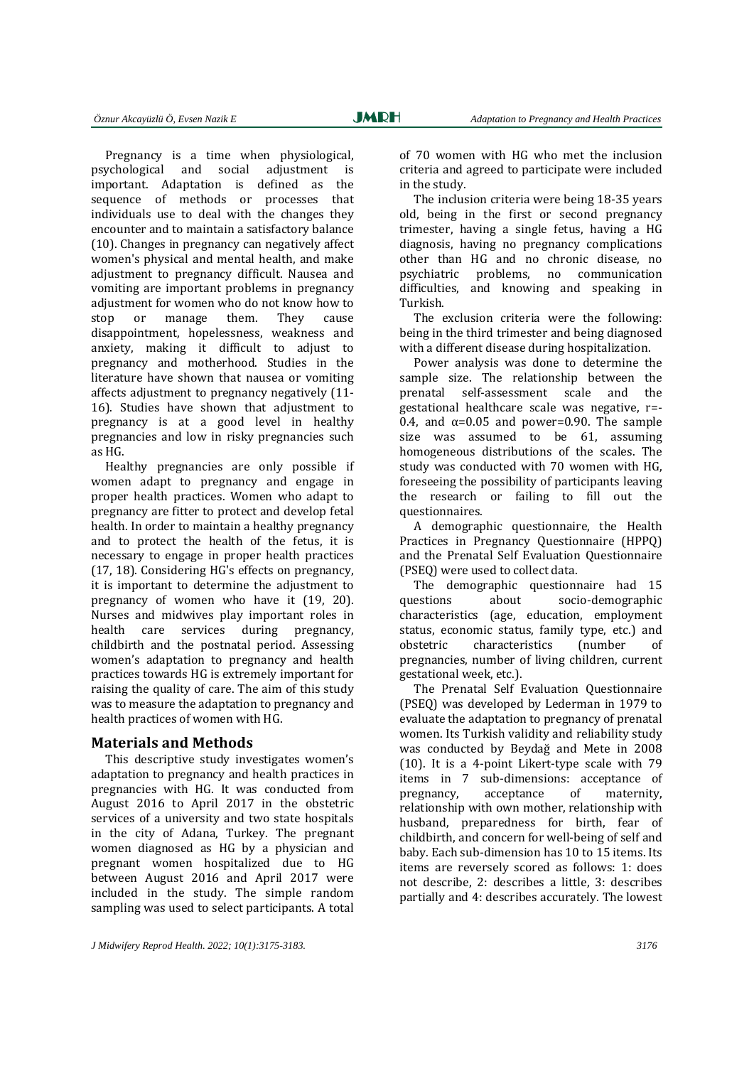Pregnancy is a time when physiological, psychological and social adjustment is important. Adaptation is defined as the sequence of methods or processes that individuals use to deal with the changes they encounter and to maintain a satisfactory balance (10). Changes in pregnancy can negatively affect women's physical and mental health, and make adjustment to pregnancy difficult. Nausea and vomiting are important problems in pregnancy adjustment for women who do not know how to stop or manage them. They cause disappointment, hopelessness, weakness and anxiety, making it difficult to adjust to pregnancy and motherhood. Studies in the literature have shown that nausea or vomiting affects adjustment to pregnancy negatively (11-16). Studies have shown that adjustment to pregnancy is at a good level in healthy pregnancies and low in risky pregnancies such as HG.

Healthy pregnancies are only possible if women adapt to pregnancy and engage in proper health practices. Women who adapt to pregnancy are fitter to protect and develop fetal health. In order to maintain a healthy pregnancy and to protect the health of the fetus, it is necessary to engage in proper health practices (17, 18). Considering HG's effects on pregnancy, it is important to determine the adjustment to pregnancy of women who have it (19, 20). Nurses and midwives play important roles in health care services during pregnancy, childbirth and the postnatal period. Assessing women's adaptation to pregnancy and health practices towards HG is extremely important for raising the quality of care. The aim of this study was to measure the adaptation to pregnancy and health practices of women with HG.

## Materials and Methods

This descriptive study investigates women's adaptation to pregnancy and health practices in pregnancies with HG. It was conducted from August 2016 to April 2017 in the obstetric services of a university and two state hospitals in the city of Adana, Turkey. The pregnant women diagnosed as HG by a physician and pregnant women hospitalized due to HG between August 2016 and April 2017 were included in the study. The simple random sampling was used to select participants. A total of 70 women with HG who met the inclusion criteria and agreed to participate were included in the study.

The inclusion criteria were being 18-35 years old, being in the first or second pregnancy trimester, having a single fetus, having a HG diagnosis, having no pregnancy complications other than HG and no chronic disease, no psychiatric problems, no communication difficulties, and knowing and speaking in Turkish.

The exclusion criteria were the following: being in the third trimester and being diagnosed with a different disease during hospitalization.

Power analysis was done to determine the sample size. The relationship between the prenatal self-assessment scale and the gestational healthcare scale was negative, $r=-0.4$, and $\alpha=0.05$ and power=0.90. The sample size was assumed to be 61, assuming homogeneous distributions of the scales. The study was conducted with 70 women with HG, foreseeing the possibility of participants leaving the research or failing to fill out the questionnaires.

A demographic questionnaire, the Health Practices in Pregnancy Questionnaire (HPPQ) and the Prenatal Self Evaluation Questionnaire (PSEQ) were used to collect data.

The demographic questionnaire had 15 questions about socio-demographic characteristics (age, education, employment status, economic status, family type, etc.) and obstetric characteristics (number of pregnancies, number of living children, current gestational week, etc.).

The Prenatal Self Evaluation Questionnaire (PSEQ) was developed by Lederman in 1979 to evaluate the adaptation to pregnancy of prenatal women. Its Turkish validity and reliability study was conducted by Beydağ and Mete in 2008 (10). It is a 4-point Likert-type scale with 79 items in 7 sub-dimensions: acceptance of pregnancy, acceptance of maternity, relationship with own mother, relationship with husband, preparedness for birth, fear of childbirth, and concern for well-being of self and baby. Each sub-dimension has 10 to 15 items. Its items are reversely scored as follows: 1: does not describe, 2: describes a little, 3: describes partially and 4: describes accurately. The lowest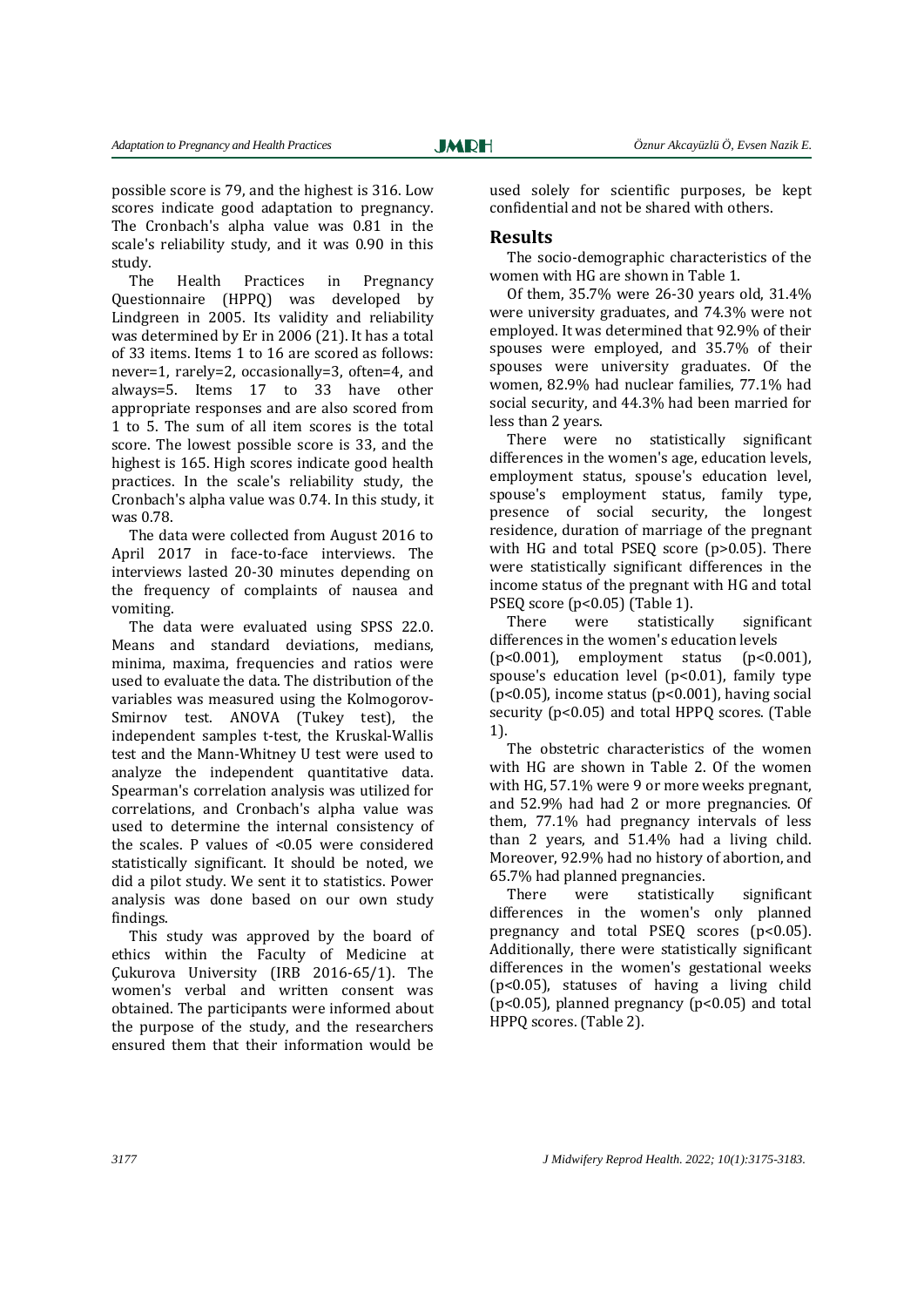possible score is 79, and the highest is 316. Low scores indicate good adaptation to pregnancy. The Cronbach's alpha value was 0.81 in the scale's reliability study, and it was 0.90 in this study.

The Health Practices in Pregnancy Questionnaire (HPPQ) was developed by Lindgreen in 2005. Its validity and reliability was determined by Er in 2006 (21). It has a total of 33 items. Items 1 to 16 are scored as follows: never=1, rarely=2, occasionally=3, often=4, and always=5. Items 17 to 33 have other appropriate responses and are also scored from 1 to 5. The sum of all item scores is the total score. The lowest possible score is 33, and the highest is 165. High scores indicate good health practices. In the scale's reliability study, the Cronbach's alpha value was 0.74. In this study, it was 0.78.

The data were collected from August 2016 to April 2017 in face-to-face interviews. The interviews lasted 20-30 minutes depending on the frequency of complaints of nausea and vomiting.

The data were evaluated using SPSS 22.0. Means and standard deviations, medians, minima, maxima, frequencies and ratios were used to evaluate the data. The distribution of the variables was measured using the Kolmogorov-Smirnov test. ANOVA (Tukey test), the independent samples t-test, the Kruskal-Wallis test and the Mann-Whitney U test were used to analyze the independent quantitative data. Spearman's correlation analysis was utilized for correlations, and Cronbach's alpha value was used to determine the internal consistency of the scales. P values of <0.05 were considered statistically significant. It should be noted, we did a pilot study. We sent it to statistics. Power analysis was done based on our own study findings.

This study was approved by the board of ethics within the Faculty of Medicine at Çukurova University (IRB 2016-65/1). The women's verbal and written consent was obtained. The participants were informed about the purpose of the study, and the researchers ensured them that their information would be used solely for scientific purposes, be kept confidential and not be shared with others.

## Results

The socio-demographic characteristics of the women with HG are shown in Table 1.

Of them, 35.7% were 26-30 years old, 31.4% were university graduates, and 74.3% were not employed. It was determined that 92.9% of their spouses were employed, and 35.7% of their spouses were university graduates. Of the women, 82.9% had nuclear families, 77.1% had social security, and 44.3% had been married for less than 2 years.

There were no statistically significant differences in the women's age, education levels, employment status, spouse's education level, spouse's employment status, family type, presence of social security, the longest residence, duration of marriage of the pregnant with HG and total PSEQ score ($p>0.05$). There were statistically significant differences in the income status of the pregnant with HG and total PSEQ score ($p<0.05$) (Table 1).

There were statistically significant differences in the women's education levels ($p<0.001$), employment status ($p<0.001$), spouse's education level ($p<0.01$), family type ($p<0.05$), income status ($p<0.001$), having social security ($p<0.05$) and total HPPQ scores. (Table 1).

The obstetric characteristics of the women with HG are shown in Table 2. Of the women with HG, 57.1% were 9 or more weeks pregnant, and 52.9% had had 2 or more pregnancies. Of them, 77.1% had pregnancy intervals of less than 2 years, and 51.4% had a living child. Moreover, 92.9% had no history of abortion, and 65.7% had planned pregnancies.

There were statistically significant differences in the women's only planned pregnancy and total PSEQ scores ($p<0.05$). Additionally, there were statistically significant differences in the women's gestational weeks ($p<0.05$), statuses of having a living child ($p<0.05$), planned pregnancy ($p<0.05$) and total HPPQ scores. (Table 2).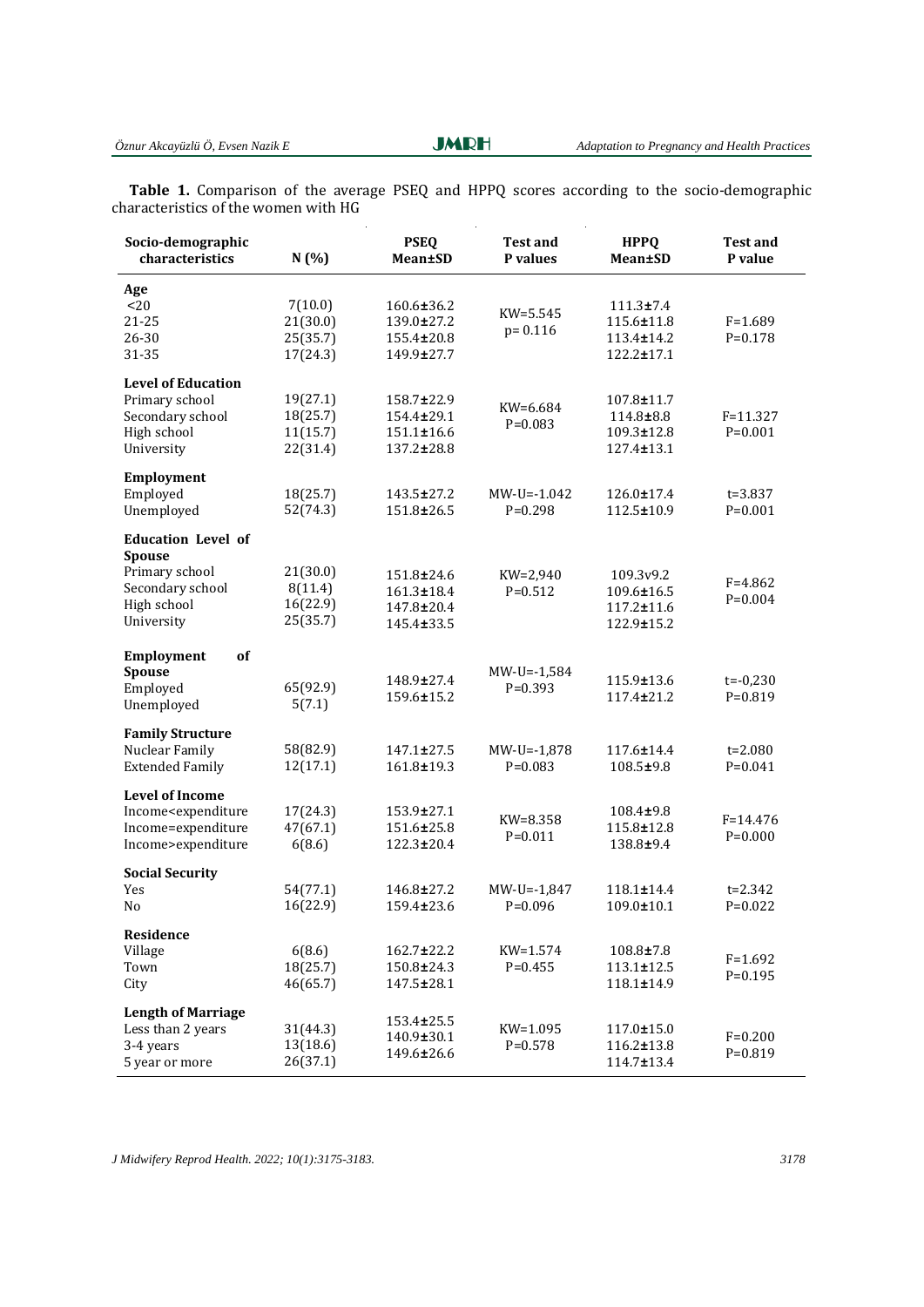**Table 1.** Comparison of the average PSEQ and HPPQ scores according to the socio-demographic characteristics of the women with HG

| Socio-demographic characteristics | N (%) | PSEQ Mean±SD | Test and P values | HPPQ Mean±SD | Test and P value |
|---|---|---|---|---|---|
| **Age** | | | | | |
| <20 | 7(10.0) | 160.6±36.2 | KW=5.545 p= 0.116 | 111.3±7.4 | F=1.689 P=0.178 |
| 21-25 | 21(30.0) | 139.0±27.2 | | 115.6±11.8 | |
| 26-30 | 25(35.7) | 155.4±20.8 | | 113.4±14.2 | |
| 31-35 | 17(24.3) | 149.9±27.7 | | 122.2±17.1 | |
| **Level of Education** | | | | | |
| Primary school | 19(27.1) | 158.7±22.9 | KW=6.684 P=0.083 | 107.8±11.7 | F=11.327 P=0.001 |
| Secondary school | 18(25.7) | 154.4±29.1 | | 114.8±8.8 | |
| High school | 11(15.7) | 151.1±16.6 | | 109.3±12.8 | |
| University | 22(31.4) | 137.2±28.8 | | 127.4±13.1 | |
| **Employment** | | | | | |
| Employed | 18(25.7) | 143.5±27.2 | MW-U=-1.042 P=0.298 | 126.0±17.4 | t=3.837 P=0.001 |
| Unemployed | 52(74.3) | 151.8±26.5 | | 112.5±10.9 | |
| **Education Level of Spouse** | | | | | |
| Primary school | 21(30.0) | 151.8±24.6 | KW=2,940 P=0.512 | 109.3v9.2 | F=4.862 P=0.004 |
| Secondary school | 8(11.4) | 161.3±18.4 | | 109.6±16.5 | |
| High school | 16(22.9) | 147.8±20.4 | | 117.2±11.6 | |
| University | 25(35.7) | 145.4±33.5 | | 122.9±15.2 | |
| **Employment of Spouse** | | | | | |
| Employed | 65(92.9) | 148.9±27.4 | MW-U=-1,584 P=0.393 | 115.9±13.6 | t=-0,230 P=0.819 |
| Unemployed | 5(7.1) | 159.6±15.2 | | 117.4±21.2 | |
| **Family Structure** | | | | | |
| Nuclear Family | 58(82.9) | 147.1±27.5 | MW-U=-1,878 P=0.083 | 117.6±14.4 | t=2.080 P=0.041 |
| Extended Family | 12(17.1) | 161.8±19.3 | | 108.5±9.8 | |
| **Level of Income** | | | | | |
| Income<expenditure | 17(24.3) | 153.9±27.1 | KW=8.358 P=0.011 | 108.4±9.8 | F=14.476 P=0.000 |
| Income=expenditure | 47(67.1) | 151.6±25.8 | | 115.8±12.8 | |
| Income>expenditure | 6(8.6) | 122.3±20.4 | | 138.8±9.4 | |
| **Social Security** | | | | | |
| Yes | 54(77.1) | 146.8±27.2 | MW-U=-1,847 P=0.096 | 118.1±14.4 | t=2.342 P=0.022 |
| No | 16(22.9) | 159.4±23.6 | | 109.0±10.1 | |
| **Residence** | | | | | |
| Village | 6(8.6) | 162.7±22.2 | KW=1.574 P=0.455 | 108.8±7.8 | F=1.692 P=0.195 |
| Town | 18(25.7) | 150.8±24.3 | | 113.1±12.5 | |
| City | 46(65.7) | 147.5±28.1 | | 118.1±14.9 | |
| **Length of Marriage** | | | | | |
| Less than 2 years | 31(44.3) | 153.4±25.5 | KW=1.095 P=0.578 | 117.0±15.0 | F=0.200 P=0.819 |
| 3-4 years | 13(18.6) | 140.9±30.1 | | 116.2±13.8 | |
| 5 year or more | 26(37.1) | 149.6±26.6 | | 114.7±13.4 | |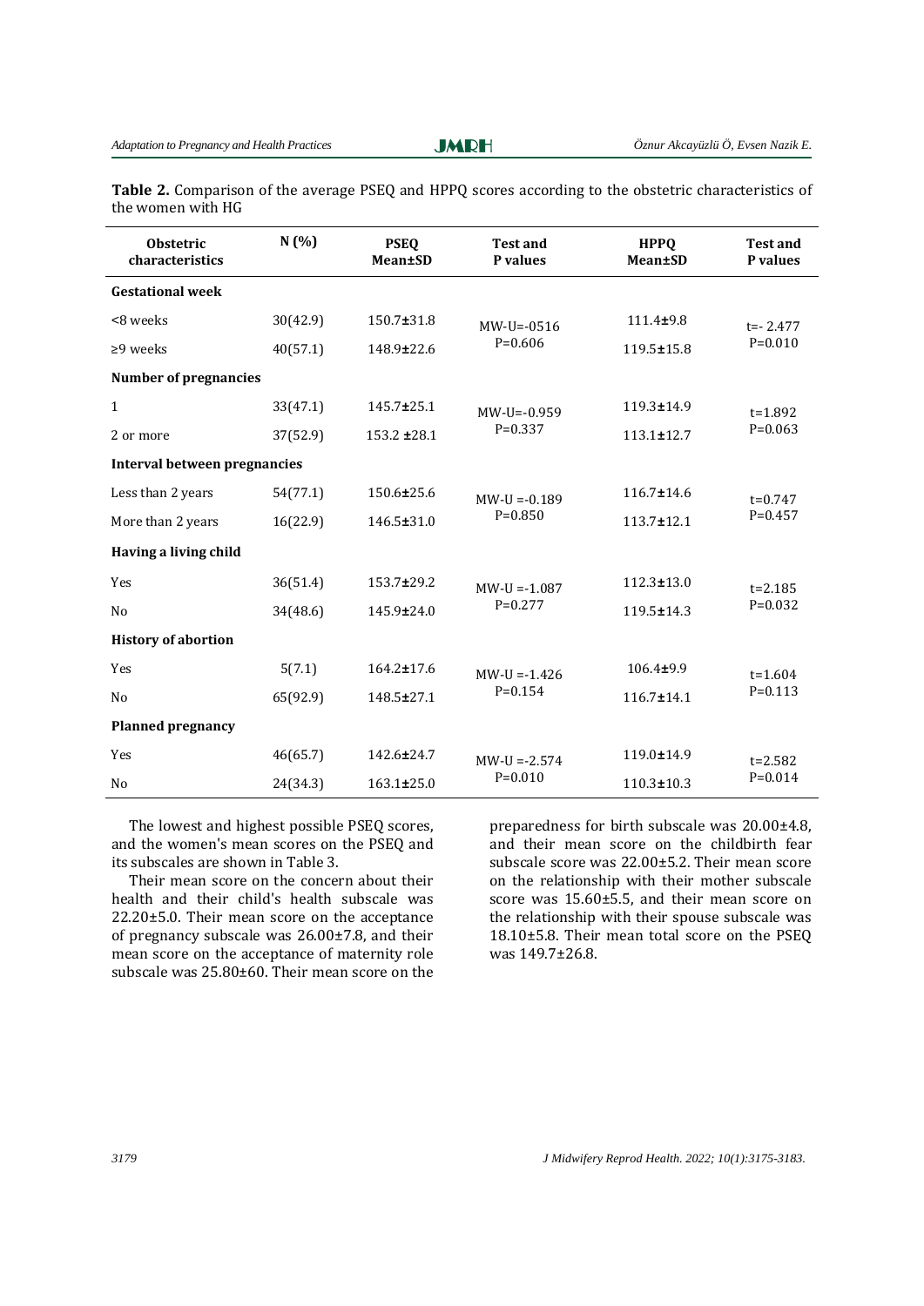**Table 2.** Comparison of the average PSEQ and HPPQ scores according to the obstetric characteristics of the women with HG

| Obstetric characteristics | N (%) | PSEQ Mean±SD | Test and P values | HPPQ Mean±SD | Test and P values |
|---|---|---|---|---|---|
| **Gestational week** | | | | | |
| <8 weeks | 30(42.9) | 150.7±31.8 | MW-U=-0516 P=0.606 | 111.4±9.8 | t=- 2.477 P=0.010 |
| ≥9 weeks | 40(57.1) | 148.9±22.6 | | 119.5±15.8 | |
| **Number of pregnancies** | | | | | |
| 1 | 33(47.1) | 145.7±25.1 | MW-U=-0.959 P=0.337 | 119.3±14.9 | t=1.892 P=0.063 |
| 2 or more | 37(52.9) | 153.2 ±28.1 | | 113.1±12.7 | |
| **Interval between pregnancies** | | | | | |
| Less than 2 years | 54(77.1) | 150.6±25.6 | MW-U =-0.189 P=0.850 | 116.7±14.6 | t=0.747 P=0.457 |
| More than 2 years | 16(22.9) | 146.5±31.0 | | 113.7±12.1 | |
| **Having a living child** | | | | | |
| Yes | 36(51.4) | 153.7±29.2 | MW-U =-1.087 P=0.277 | 112.3±13.0 | t=2.185 P=0.032 |
| No | 34(48.6) | 145.9±24.0 | | 119.5±14.3 | |
| **History of abortion** | | | | | |
| Yes | 5(7.1) | 164.2±17.6 | MW-U =-1.426 P=0.154 | 106.4±9.9 | t=1.604 P=0.113 |
| No | 65(92.9) | 148.5±27.1 | | 116.7±14.1 | |
| **Planned pregnancy** | | | | | |
| Yes | 46(65.7) | 142.6±24.7 | MW-U =-2.574 P=0.010 | 119.0±14.9 | t=2.582 P=0.014 |
| No | 24(34.3) | 163.1±25.0 | | 110.3±10.3 | |

The lowest and highest possible PSEQ scores, and the women's mean scores on the PSEQ and its subscales are shown in Table 3.

Their mean score on the concern about their health and their child's health subscale was 22.20±5.0. Their mean score on the acceptance of pregnancy subscale was 26.00±7.8, and their mean score on the acceptance of maternity role subscale was 25.80±60. Their mean score on the preparedness for birth subscale was 20.00±4.8, and their mean score on the childbirth fear subscale score was 22.00±5.2. Their mean score on the relationship with their mother subscale score was 15.60±5.5, and their mean score on the relationship with their spouse subscale was 18.10±5.8. Their mean total score on the PSEQ was 149.7±26.8.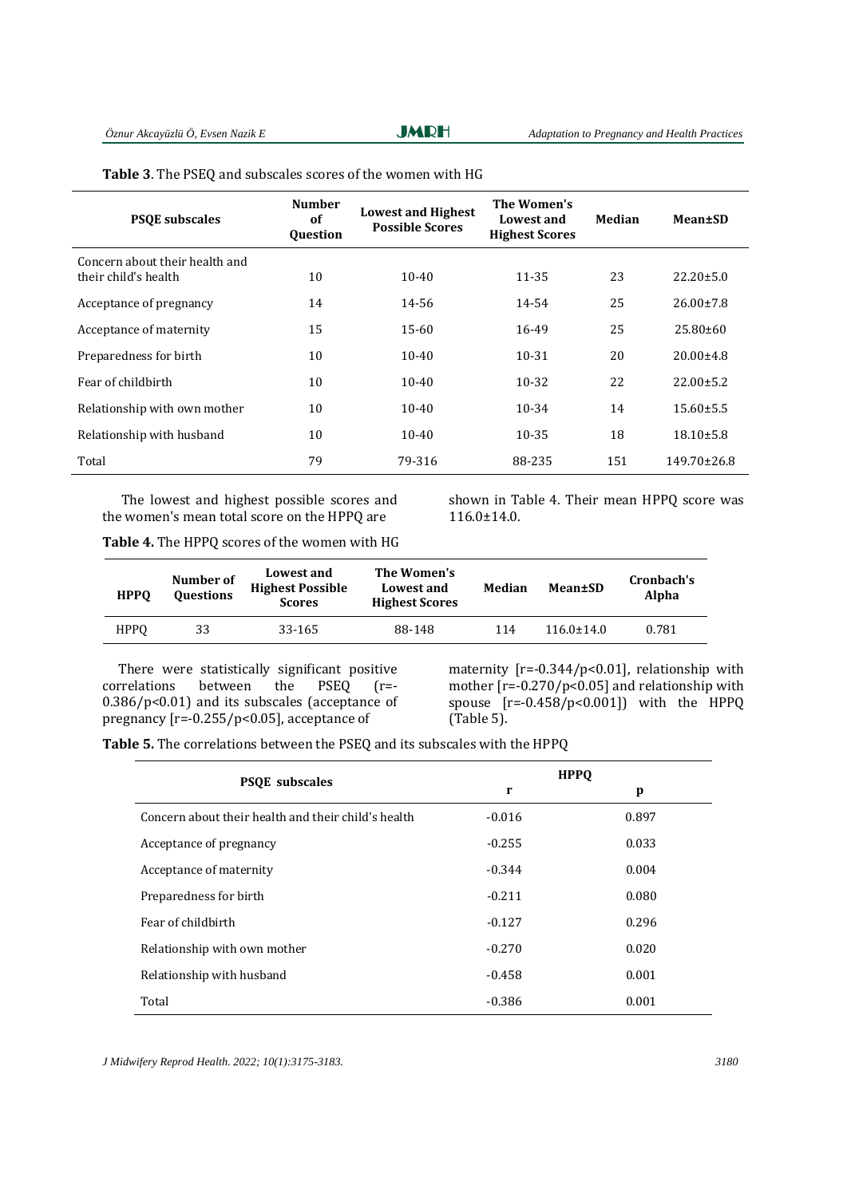**Table 3**. The PSEQ and subscales scores of the women with HG

| PSQE subscales | Number of Question | Lowest and Highest Possible Scores | The Women's Lowest and Highest Scores | Median | Mean±SD |
|---|---|---|---|---|---|
| Concern about their health and their child's health | 10 | 10-40 | 11-35 | 23 | 22.20±5.0 |
| Acceptance of pregnancy | 14 | 14-56 | 14-54 | 25 | 26.00±7.8 |
| Acceptance of maternity | 15 | 15-60 | 16-49 | 25 | 25.80±60 |
| Preparedness for birth | 10 | 10-40 | 10-31 | 20 | 20.00±4.8 |
| Fear of childbirth | 10 | 10-40 | 10-32 | 22 | 22.00±5.2 |
| Relationship with own mother | 10 | 10-40 | 10-34 | 14 | 15.60±5.5 |
| Relationship with husband | 10 | 10-40 | 10-35 | 18 | 18.10±5.8 |
| Total | 79 | 79-316 | 88-235 | 151 | 149.70±26.8 |

The lowest and highest possible scores and the women's mean total score on the HPPQ are shown in Table 4. Their mean HPPQ score was 116.0±14.0.

**Table 4.** The HPPQ scores of the women with HG

| HPPQ | Number of Questions | Lowest and Highest Possible Scores | The Women's Lowest and Highest Scores | Median | Mean±SD | Cronbach's Alpha |
|---|---|---|---|---|---|---|
| HPPQ | 33 | 33-165 | 88-148 | 114 | 116.0±14.0 | 0.781 |

There were statistically significant positive correlations between the PSEQ (r=-0.386/p<0.01) and its subscales (acceptance of pregnancy [r=-0.255/p<0.05], acceptance of maternity [r=-0.344/p<0.01], relationship with mother [r=-0.270/p<0.05] and relationship with spouse [r=-0.458/p<0.001]) with the HPPQ (Table 5).

**Table 5.** The correlations between the PSEQ and its subscales with the HPPQ

| PSQE subscales | HPPQ | |
|---|---|---|
| | r | p |
| Concern about their health and their child's health | -0.016 | 0.897 |
| Acceptance of pregnancy | -0.255 | 0.033 |
| Acceptance of maternity | -0.344 | 0.004 |
| Preparedness for birth | -0.211 | 0.080 |
| Fear of childbirth | -0.127 | 0.296 |
| Relationship with own mother | -0.270 | 0.020 |
| Relationship with husband | -0.458 | 0.001 |
| Total | -0.386 | 0.001 |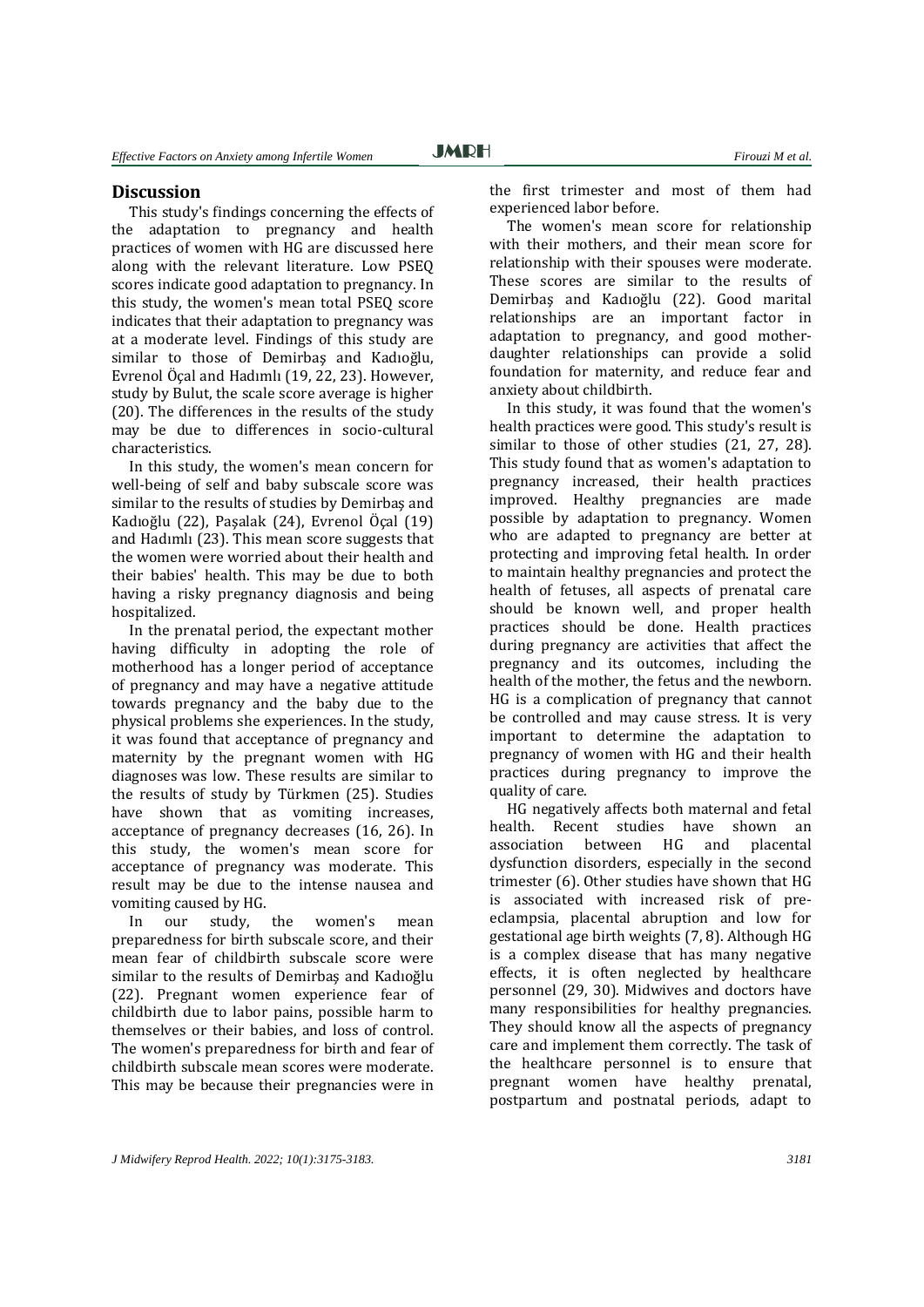## Discussion

This study's findings concerning the effects of the adaptation to pregnancy and health practices of women with HG are discussed here along with the relevant literature. Low PSEQ scores indicate good adaptation to pregnancy. In this study, the women's mean total PSEQ score indicates that their adaptation to pregnancy was at a moderate level. Findings of this study are similar to those of Demirbaş and Kadıoğlu, Evrenol Öçal and Hadımlı (19, 22, 23). However, study by Bulut, the scale score average is higher (20). The differences in the results of the study may be due to differences in socio-cultural characteristics.

In this study, the women's mean concern for well-being of self and baby subscale score was similar to the results of studies by Demirbaş and Kadıoğlu (22), Paşalak (24), Evrenol Öçal (19) and Hadımlı (23). This mean score suggests that the women were worried about their health and their babies' health. This may be due to both having a risky pregnancy diagnosis and being hospitalized.

In the prenatal period, the expectant mother having difficulty in adopting the role of motherhood has a longer period of acceptance of pregnancy and may have a negative attitude towards pregnancy and the baby due to the physical problems she experiences. In the study, it was found that acceptance of pregnancy and maternity by the pregnant women with HG diagnoses was low. These results are similar to the results of study by Türkmen (25). Studies have shown that as vomiting increases, acceptance of pregnancy decreases (16, 26). In this study, the women's mean score for acceptance of pregnancy was moderate. This result may be due to the intense nausea and vomiting caused by HG.

In our study, the women's mean preparedness for birth subscale score, and their mean fear of childbirth subscale score were similar to the results of Demirbaş and Kadıoğlu (22). Pregnant women experience fear of childbirth due to labor pains, possible harm to themselves or their babies, and loss of control. The women's preparedness for birth and fear of childbirth subscale mean scores were moderate. This may be because their pregnancies were in the first trimester and most of them had experienced labor before.

The women's mean score for relationship with their mothers, and their mean score for relationship with their spouses were moderate. These scores are similar to the results of Demirbaş and Kadıoğlu (22). Good marital relationships are an important factor in adaptation to pregnancy, and good mother-daughter relationships can provide a solid foundation for maternity, and reduce fear and anxiety about childbirth.

In this study, it was found that the women's health practices were good. This study's result is similar to those of other studies (21, 27, 28). This study found that as women's adaptation to pregnancy increased, their health practices improved. Healthy pregnancies are made possible by adaptation to pregnancy. Women who are adapted to pregnancy are better at protecting and improving fetal health. In order to maintain healthy pregnancies and protect the health of fetuses, all aspects of prenatal care should be known well, and proper health practices should be done. Health practices during pregnancy are activities that affect the pregnancy and its outcomes, including the health of the mother, the fetus and the newborn. HG is a complication of pregnancy that cannot be controlled and may cause stress. It is very important to determine the adaptation to pregnancy of women with HG and their health practices during pregnancy to improve the quality of care.

HG negatively affects both maternal and fetal health. Recent studies have shown an association between HG and placental dysfunction disorders, especially in the second trimester (6). Other studies have shown that HG is associated with increased risk of pre-eclampsia, placental abruption and low for gestational age birth weights (7, 8). Although HG is a complex disease that has many negative effects, it is often neglected by healthcare personnel (29, 30). Midwives and doctors have many responsibilities for healthy pregnancies. They should know all the aspects of pregnancy care and implement them correctly. The task of the healthcare personnel is to ensure that pregnant women have healthy prenatal, postpartum and postnatal periods, adapt to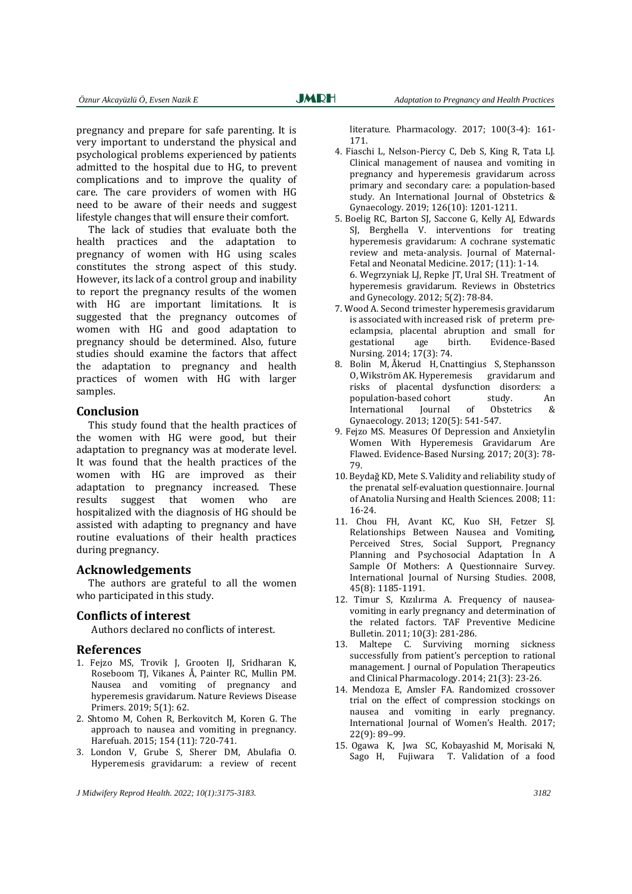pregnancy and prepare for safe parenting. It is very important to understand the physical and psychological problems experienced by patients admitted to the hospital due to HG, to prevent complications and to improve the quality of care. The care providers of women with HG need to be aware of their needs and suggest lifestyle changes that will ensure their comfort.

The lack of studies that evaluate both the health practices and the adaptation to pregnancy of women with HG using scales constitutes the strong aspect of this study. However, its lack of a control group and inability to report the pregnancy results of the women with HG are important limitations. It is suggested that the pregnancy outcomes of women with HG and good adaptation to pregnancy should be determined. Also, future studies should examine the factors that affect the adaptation to pregnancy and health practices of women with HG with larger samples.

## Conclusion

This study found that the health practices of the women with HG were good, but their adaptation to pregnancy was at moderate level. It was found that the health practices of the women with HG are improved as their adaptation to pregnancy increased. These results suggest that women who are hospitalized with the diagnosis of HG should be assisted with adapting to pregnancy and have routine evaluations of their health practices during pregnancy.

## Acknowledgements

The authors are grateful to all the women who participated in this study.

## Conflicts of interest

Authors declared no conflicts of interest.

## References

1. Fejzo MS, Trovik J, Grooten IJ, Sridharan K, Roseboom TJ, Vikanes Å, Painter RC, Mullin PM. Nausea and vomiting of pregnancy and hyperemesis gravidarum. Nature Reviews Disease Primers. 2019; 5(1): 62.
2. Shtomo M, Cohen R, Berkovitch M, Koren G. The approach to nausea and vomiting in pregnancy. Harefuah. 2015; 154 (11): 720-741.
3. London V, Grube S, Sherer DM, Abulafia O. Hyperemesis gravidarum: a review of recent literature. Pharmacology. 2017; 100(3-4): 161-171.
4. Fiaschi L, Nelson-Piercy C, Deb S, King R, Tata LJ. Clinical management of nausea and vomiting in pregnancy and hyperemesis gravidarum across primary and secondary care: a population-based study. An International Journal of Obstetrics & Gynaecology. 2019; 126(10): 1201-1211.
5. Boelig RC, Barton SJ, Saccone G, Kelly AJ, Edwards SJ, Berghella V. interventions for treating hyperemesis gravidarum: A cochrane systematic review and meta-analysis. Journal of Maternal-Fetal and Neonatal Medicine. 2017; (11): 1-14.
6. Wegrzyniak LJ, Repke JT, Ural SH. Treatment of hyperemesis gravidarum. Reviews in Obstetrics and Gynecology. 2012; 5(2): 78-84.
7. Wood A. Second trimester hyperemesis gravidarum is associated with increased risk of preterm pre-eclampsia, placental abruption and small for gestational age birth. Evidence-Based Nursing. 2014; 17(3): 74.
8. Bolin M, Åkerud H, Cnattingius S, Stephansson O, Wikström AK. Hyperemesis gravidarum and risks of placental dysfunction disorders: a population-based cohort study. An International Journal of Obstetrics & Gynaecology. 2013; 120(5): 541-547.
9. Fejzo MS. Measures Of Depression and Anxietyİin Women With Hyperemesis Gravidarum Are Flawed. Evidence-Based Nursing. 2017; 20(3): 78-79.
10. Beydağ KD, Mete S. Validity and reliability study of the prenatal self-evaluation questionnaire. Journal of Anatolia Nursing and Health Sciences. 2008; 11: 16-24.
11. Chou FH, Avant KC, Kuo SH, Fetzer SJ. Relationships Between Nausea and Vomiting, Perceived Stres, Social Support, Pregnancy Planning and Psychosocial Adaptation İn A Sample Of Mothers: A Questionnaire Survey. International Journal of Nursing Studies. 2008, 45(8): 1185-1191.
12. Timur S, Kızılırma A. Frequency of nausea-vomiting in early pregnancy and determination of the related factors. TAF Preventive Medicine Bulletin. 2011; 10(3): 281-286.
13. Maltepe C. Surviving morning sickness successfully from patient's perception to rational management. J ournal of Population Therapeutics and Clinical Pharmacology. 2014; 21(3): 23-26.
14. Mendoza E, Amsler FA. Randomized crossover trial on the effect of compression stockings on nausea and vomiting in early pregnancy. International Journal of Women's Health. 2017; 22(9): 89–99.
15. Ogawa K, Jwa SC, Kobayashid M, Morisaki N, Sago H, Fujiwara T. Validation of a food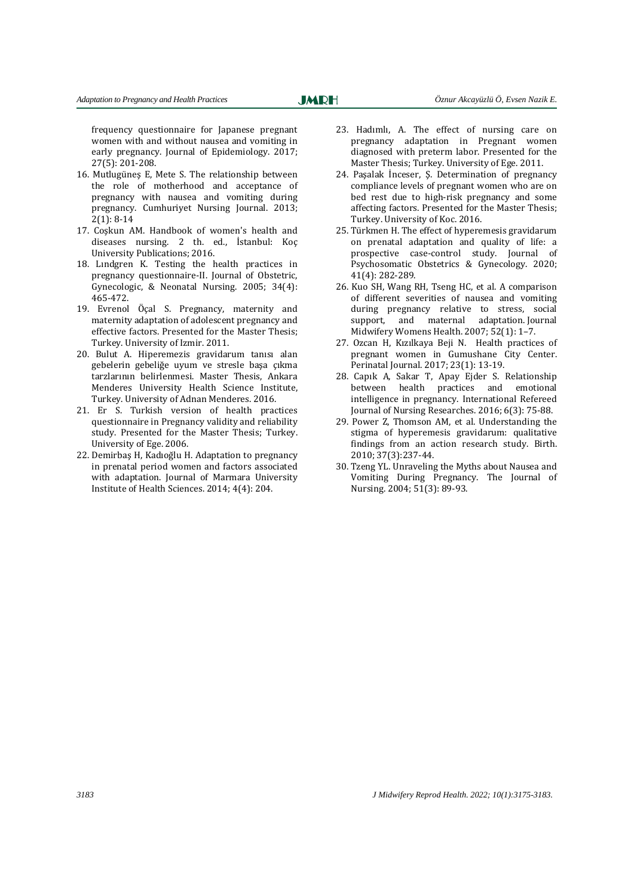frequency questionnaire for Japanese pregnant women with and without nausea and vomiting in early pregnancy. Journal of Epidemiology. 2017; 27(5): 201-208.

16. Mutlugüneş E, Mete S. The relationship between the role of motherhood and acceptance of pregnancy with nausea and vomiting during pregnancy. Cumhuriyet Nursing Journal. 2013; 2(1): 8-14
17. Coşkun AM. Handbook of women's health and diseases nursing. 2 th. ed., İstanbul: Koç University Publications; 2016.
18. Lındgren K. Testing the health practices in pregnancy questionnaire-II. Journal of Obstetric, Gynecologic, & Neonatal Nursing. 2005; 34(4): 465-472.
19. Evrenol Öçal S. Pregnancy, maternity and maternity adaptation of adolescent pregnancy and effective factors. Presented for the Master Thesis; Turkey. University of Izmir. 2011.
20. Bulut A. Hiperemezis gravidarum tanısı alan gebelerin gebeliğe uyum ve stresle başa çıkma tarzlarının belirlenmesi. Master Thesis, Ankara Menderes University Health Science Institute, Turkey. University of Adnan Menderes. 2016.
21. Er S. Turkish version of health practices questionnaire in Pregnancy validity and reliability study. Presented for the Master Thesis; Turkey. University of Ege. 2006.
22. Demirbaş H, Kadıoğlu H. Adaptation to pregnancy in prenatal period women and factors associated with adaptation. Journal of Marmara University Institute of Health Sciences. 2014; 4(4): 204.
23. Hadımlı, A. The effect of nursing care on pregnancy adaptation in Pregnant women diagnosed with preterm labor. Presented for the Master Thesis; Turkey. University of Ege. 2011.
24. Paşalak İnceser, Ş. Determination of pregnancy compliance levels of pregnant women who are on bed rest due to high-risk pregnancy and some affecting factors. Presented for the Master Thesis; Turkey. University of Koc. 2016.
25. Türkmen H. The effect of hyperemesis gravidarum on prenatal adaptation and quality of life: a prospective case-control study. Journal of Psychosomatic Obstetrics & Gynecology. 2020; 41(4): 282-289.
26. Kuo SH, Wang RH, Tseng HC, et al. A comparison of different severities of nausea and vomiting during pregnancy relative to stress, social support, and maternal adaptation. Journal Midwifery Womens Health. 2007; 52(1): 1–7.
27. Ozcan H, Kızılkaya Beji N. Health practices of pregnant women in Gumushane City Center. Perinatal Journal. 2017; 23(1): 13-19.
28. Capık A, Sakar T, Apay Ejder S. Relationship between health practices and emotional intelligence in pregnancy. International Refereed Journal of Nursing Researches. 2016; 6(3): 75-88.
29. Power Z, Thomson AM, et al. Understanding the stigma of hyperemesis gravidarum: qualitative findings from an action research study. Birth. 2010; 37(3):237-44.
30. Tzeng YL. Unraveling the Myths about Nausea and Vomiting During Pregnancy. The Journal of Nursing. 2004; 51(3): 89-93.